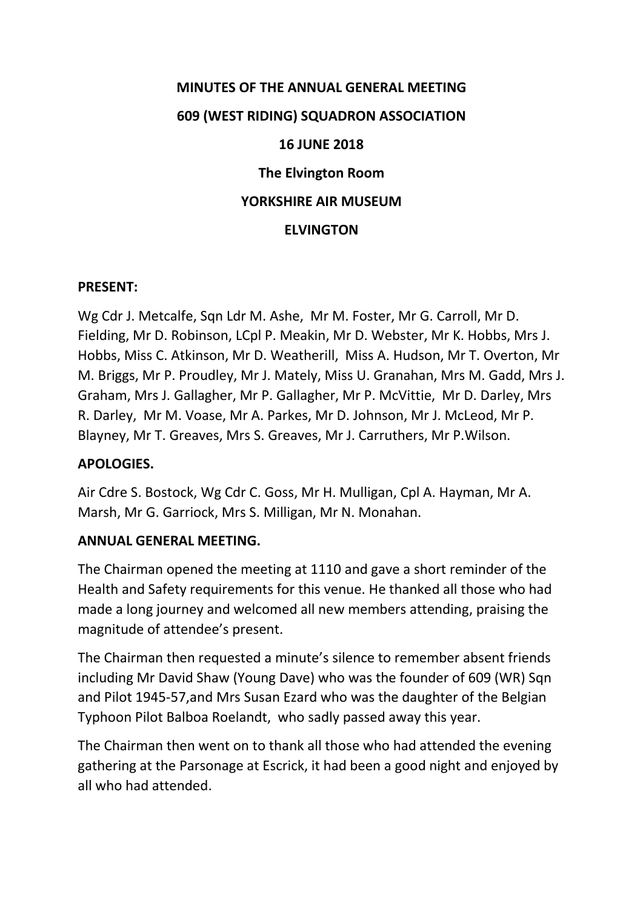**MINUTES OF THE ANNUAL GENERAL MEETING**

**609 (WEST RIDING) SQUADRON ASSOCIATION**

**16 JUNE 2018**

**The Elvington Room**

**YORKSHIRE AIR MUSEUM**

**ELVINGTON**

**PRESENT:**

Wg Cdr J. Metcalfe, Sqn Ldr M. Ashe, Mr M. Foster, Mr G. Carroll, Mr D. Fielding, Mr D. Robinson, LCpl P. Meakin, Mr D. Webster, Mr K. Hobbs, Mrs J. Hobbs, Miss C. Atkinson, Mr D. Weatherill, Miss A. Hudson, Mr T. Overton, Mr M. Briggs, Mr P. Proudley, Mr J. Mately, Miss U. Granahan, Mrs M. Gadd, Mrs J. Graham, Mrs J. Gallagher, Mr P. Gallagher, Mr P. McVittie, Mr D. Darley, Mrs R. Darley, Mr M. Voase, Mr A. Parkes, Mr D. Johnson, Mr J. McLeod, Mr P. Blayney, Mr T. Greaves, Mrs S. Greaves, Mr J. Carruthers, Mr P.Wilson.

**APOLOGIES.**

Air Cdre S. Bostock, Wg Cdr C. Goss, Mr H. Mulligan, Cpl A. Hayman, Mr A. Marsh, Mr G. Garriock, Mrs S. Milligan, Mr N. Monahan.

**ANNUAL GENERAL MEETING.**

The Chairman opened the meeting at 1110 and gave a short reminder of the Health and Safety requirements for this venue. He thanked all those who had made a long journey and welcomed all new members attending, praising the magnitude of attendee's present.

The Chairman then requested a minute's silence to remember absent friends including Mr David Shaw (Young Dave) who was the founder of 609 (WR) Sqn and Pilot 1945-57,and Mrs Susan Ezard who was the daughter of the Belgian Typhoon Pilot Balboa Roelandt, who sadly passed away this year.

The Chairman then went on to thank all those who had attended the evening gathering at the Parsonage at Escrick, it had been a good night and enjoyed by all who had attended.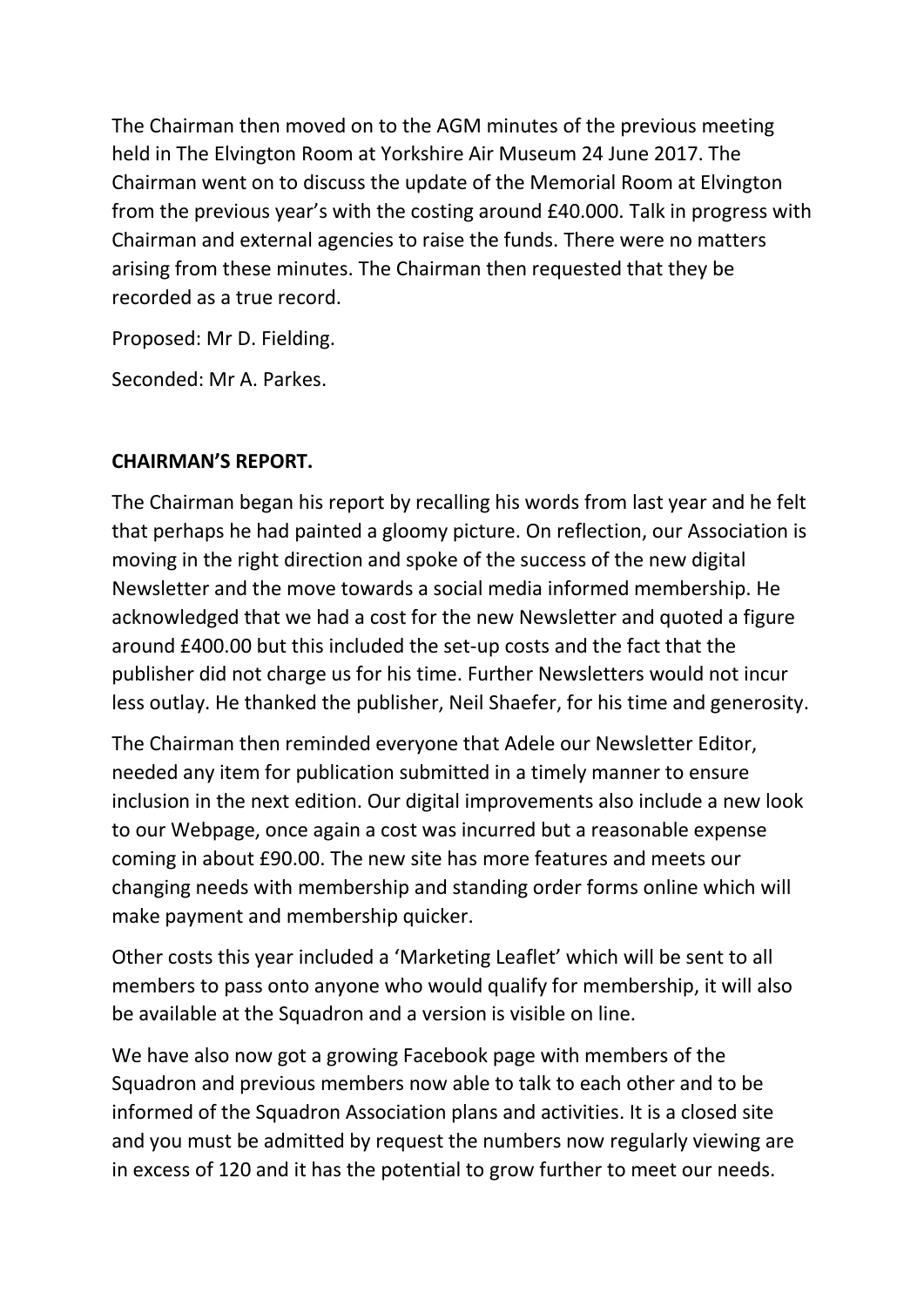The Chairman then moved on to the AGM minutes of the previous meeting held in The Elvington Room at Yorkshire Air Museum 24 June 2017. The Chairman went on to discuss the update of the Memorial Room at Elvington from the previous year's with the costing around £40.000. Talk in progress with Chairman and external agencies to raise the funds. There were no matters arising from these minutes. The Chairman then requested that they be recorded as a true record.

Proposed: Mr D. Fielding.

Seconded: Mr A. Parkes.

**CHAIRMAN'S REPORT.**

The Chairman began his report by recalling his words from last year and he felt that perhaps he had painted a gloomy picture. On reflection, our Association is moving in the right direction and spoke of the success of the new digital Newsletter and the move towards a social media informed membership. He acknowledged that we had a cost for the new Newsletter and quoted a figure around £400.00 but this included the set-up costs and the fact that the publisher did not charge us for his time. Further Newsletters would not incur less outlay. He thanked the publisher, Neil Shaefer, for his time and generosity.

The Chairman then reminded everyone that Adele our Newsletter Editor, needed any item for publication submitted in a timely manner to ensure inclusion in the next edition. Our digital improvements also include a new look to our Webpage, once again a cost was incurred but a reasonable expense coming in about £90.00. The new site has more features and meets our changing needs with membership and standing order forms online which will make payment and membership quicker.

Other costs this year included a 'Marketing Leaflet' which will be sent to all members to pass onto anyone who would qualify for membership, it will also be available at the Squadron and a version is visible on line.

We have also now got a growing Facebook page with members of the Squadron and previous members now able to talk to each other and to be informed of the Squadron Association plans and activities. It is a closed site and you must be admitted by request the numbers now regularly viewing are in excess of 120 and it has the potential to grow further to meet our needs.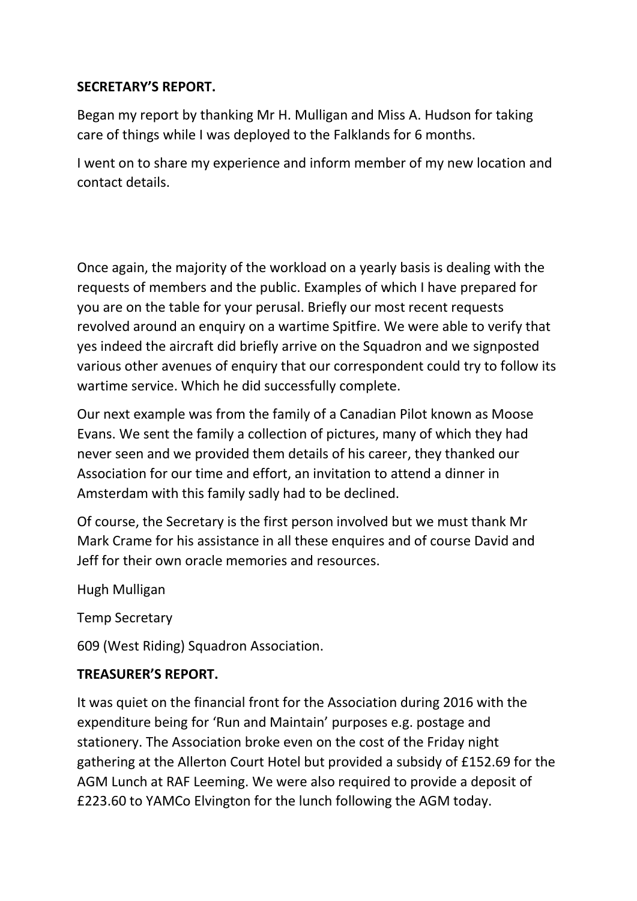**SECRETARY'S REPORT.**

Began my report by thanking Mr H. Mulligan and Miss A. Hudson for taking care of things while I was deployed to the Falklands for 6 months.

I went on to share my experience and inform member of my new location and contact details.

Once again, the majority of the workload on a yearly basis is dealing with the requests of members and the public. Examples of which I have prepared for you are on the table for your perusal. Briefly our most recent requests revolved around an enquiry on a wartime Spitfire. We were able to verify that yes indeed the aircraft did briefly arrive on the Squadron and we signposted various other avenues of enquiry that our correspondent could try to follow its wartime service. Which he did successfully complete.

Our next example was from the family of a Canadian Pilot known as Moose Evans. We sent the family a collection of pictures, many of which they had never seen and we provided them details of his career, they thanked our Association for our time and effort, an invitation to attend a dinner in Amsterdam with this family sadly had to be declined.

Of course, the Secretary is the first person involved but we must thank Mr Mark Crame for his assistance in all these enquires and of course David and Jeff for their own oracle memories and resources.

Hugh Mulligan

Temp Secretary

609 (West Riding) Squadron Association.

**TREASURER'S REPORT.**

It was quiet on the financial front for the Association during 2016 with the expenditure being for 'Run and Maintain' purposes e.g. postage and stationery. The Association broke even on the cost of the Friday night gathering at the Allerton Court Hotel but provided a subsidy of £152.69 for the AGM Lunch at RAF Leeming. We were also required to provide a deposit of £223.60 to YAMCo Elvington for the lunch following the AGM today.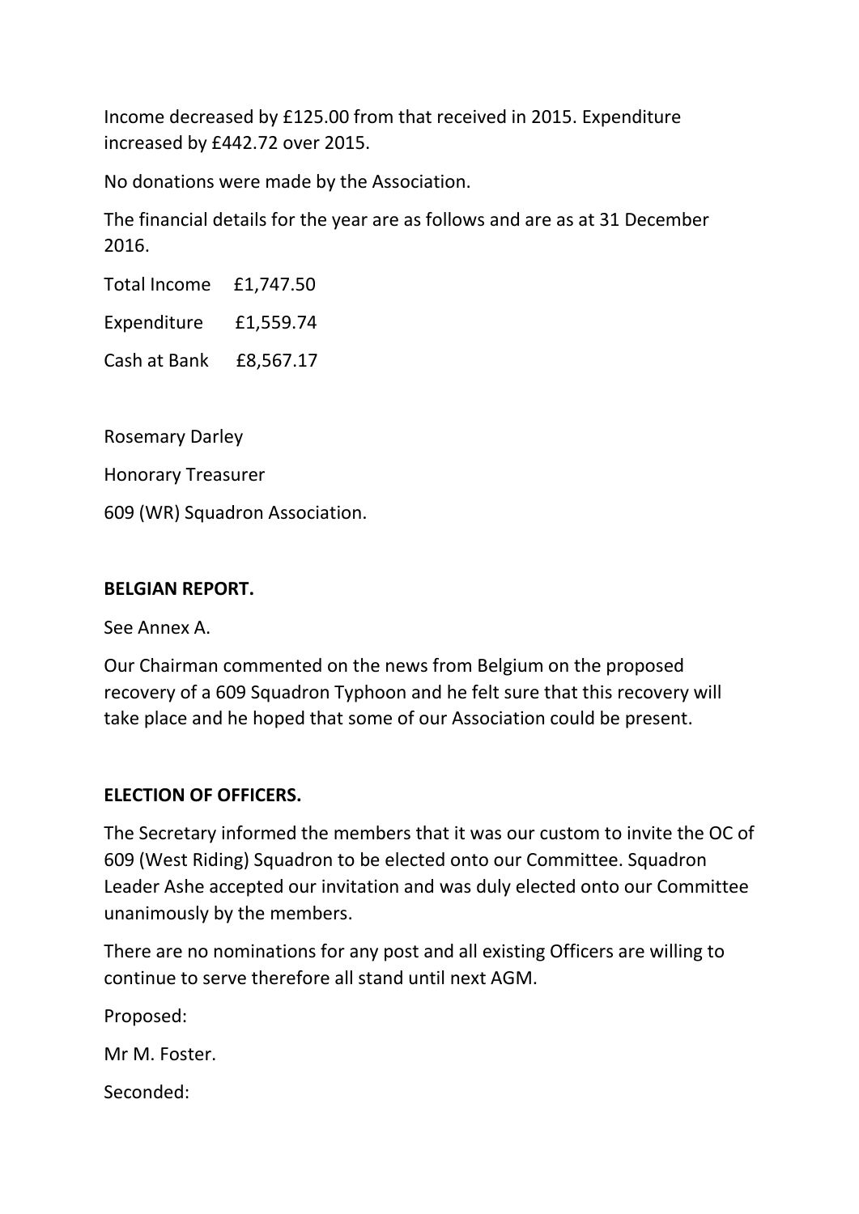Income decreased by £125.00 from that received in 2015. Expenditure increased by £442.72 over 2015.

No donations were made by the Association.

The financial details for the year are as follows and are as at 31 December 2016.

Total Income £1,747.50

Expenditure £1,559.74

Cash at Bank £8,567.17

Rosemary Darley

Honorary Treasurer

609 (WR) Squadron Association.

**BELGIAN REPORT.**

See Annex A.

Our Chairman commented on the news from Belgium on the proposed recovery of a 609 Squadron Typhoon and he felt sure that this recovery will take place and he hoped that some of our Association could be present.

**ELECTION OF OFFICERS.**

The Secretary informed the members that it was our custom to invite the OC of 609 (West Riding) Squadron to be elected onto our Committee. Squadron Leader Ashe accepted our invitation and was duly elected onto our Committee unanimously by the members.

There are no nominations for any post and all existing Officers are willing to continue to serve therefore all stand until next AGM.

Proposed:

Mr M. Foster.

Seconded: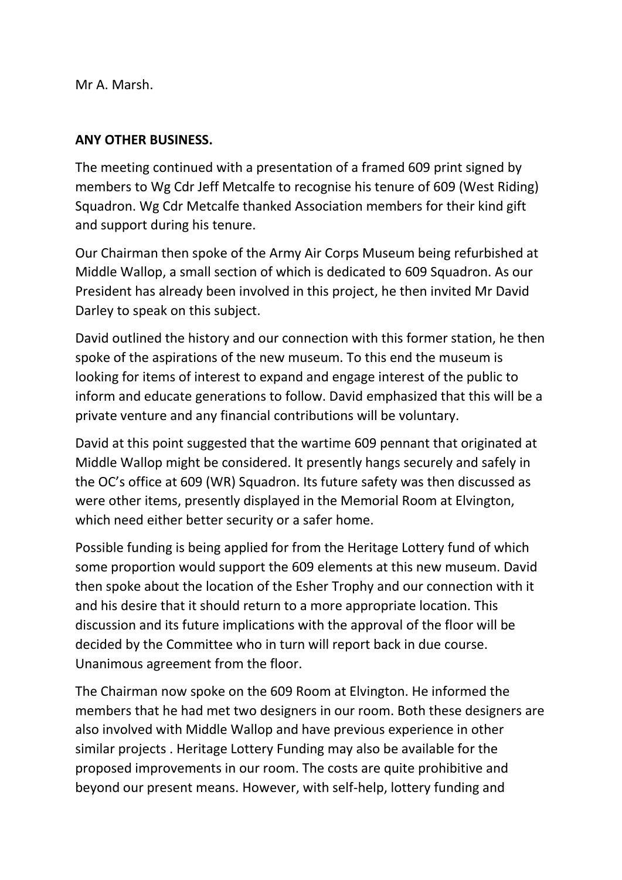Mr A. Marsh.

**ANY OTHER BUSINESS.**

The meeting continued with a presentation of a framed 609 print signed by members to Wg Cdr Jeff Metcalfe to recognise his tenure of 609 (West Riding) Squadron. Wg Cdr Metcalfe thanked Association members for their kind gift and support during his tenure.

Our Chairman then spoke of the Army Air Corps Museum being refurbished at Middle Wallop, a small section of which is dedicated to 609 Squadron. As our President has already been involved in this project, he then invited Mr David Darley to speak on this subject.

David outlined the history and our connection with this former station, he then spoke of the aspirations of the new museum. To this end the museum is looking for items of interest to expand and engage interest of the public to inform and educate generations to follow. David emphasized that this will be a private venture and any financial contributions will be voluntary.

David at this point suggested that the wartime 609 pennant that originated at Middle Wallop might be considered. It presently hangs securely and safely in the OC's office at 609 (WR) Squadron. Its future safety was then discussed as were other items, presently displayed in the Memorial Room at Elvington, which need either better security or a safer home.

Possible funding is being applied for from the Heritage Lottery fund of which some proportion would support the 609 elements at this new museum. David then spoke about the location of the Esher Trophy and our connection with it and his desire that it should return to a more appropriate location. This discussion and its future implications with the approval of the floor will be decided by the Committee who in turn will report back in due course. Unanimous agreement from the floor.

The Chairman now spoke on the 609 Room at Elvington. He informed the members that he had met two designers in our room. Both these designers are also involved with Middle Wallop and have previous experience in other similar projects . Heritage Lottery Funding may also be available for the proposed improvements in our room. The costs are quite prohibitive and beyond our present means. However, with self-help, lottery funding and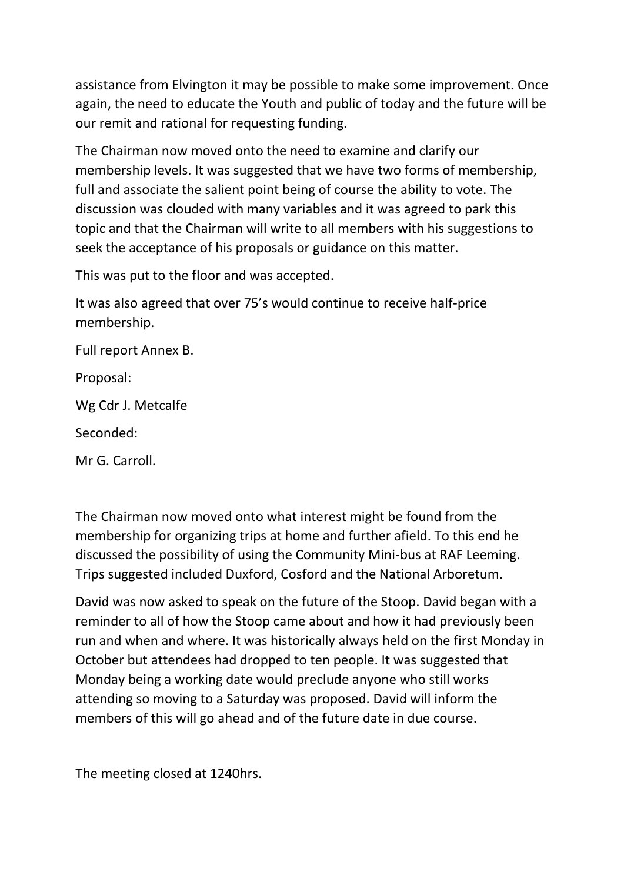assistance from Elvington it may be possible to make some improvement. Once again, the need to educate the Youth and public of today and the future will be our remit and rational for requesting funding.

The Chairman now moved onto the need to examine and clarify our membership levels. It was suggested that we have two forms of membership, full and associate the salient point being of course the ability to vote. The discussion was clouded with many variables and it was agreed to park this topic and that the Chairman will write to all members with his suggestions to seek the acceptance of his proposals or guidance on this matter.

This was put to the floor and was accepted.

It was also agreed that over 75's would continue to receive half-price membership.

Full report Annex B.

Proposal:

Wg Cdr J. Metcalfe

Seconded:

Mr G. Carroll.

The Chairman now moved onto what interest might be found from the membership for organizing trips at home and further afield. To this end he discussed the possibility of using the Community Mini-bus at RAF Leeming. Trips suggested included Duxford, Cosford and the National Arboretum.

David was now asked to speak on the future of the Stoop. David began with a reminder to all of how the Stoop came about and how it had previously been run and when and where. It was historically always held on the first Monday in October but attendees had dropped to ten people. It was suggested that Monday being a working date would preclude anyone who still works attending so moving to a Saturday was proposed. David will inform the members of this will go ahead and of the future date in due course.

The meeting closed at 1240hrs.